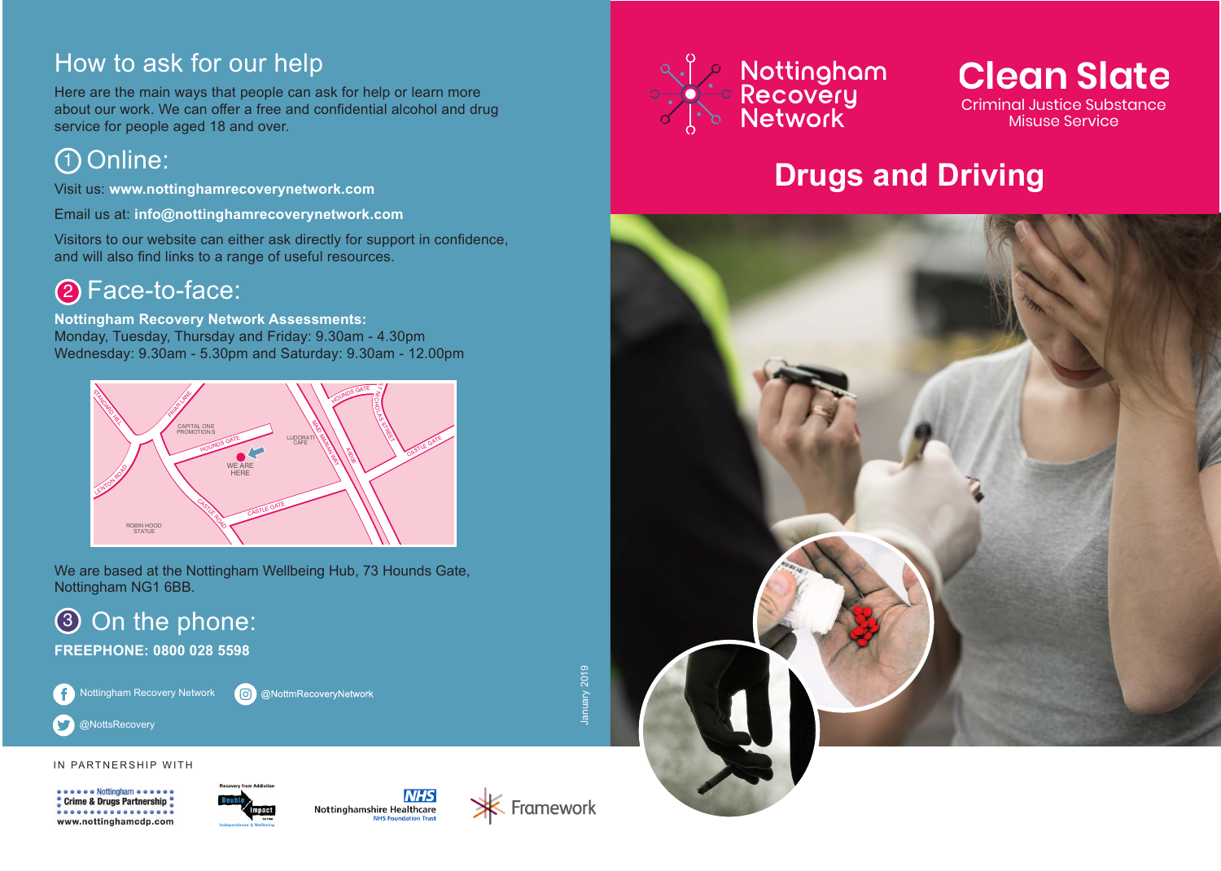## How to ask for our help

Here are the main ways that people can ask for help or learn more about our work. We can offer a free and confidential alcohol and drug service for people aged 18 and over.

### 1 Online:

Visit us: **www.nottinghamrecoverynetwork.com**

Email us at: **info@nottinghamrecoverynetwork.com**

Visitors to our website can either ask directly for support in confidence, and will also find links to a range of useful resources.

### 2 Face-to-face:

**Nottingham Recovery Network Assessments:**
Monday, Tuesday, Thursday and Friday: 9.30am - 4.30pm
Wednesday: 9.30am - 5.30pm and Saturday: 9.30am - 12.00pm

We are based at the Nottingham Wellbeing Hub, 73 Hounds Gate, Nottingham NG1 6BB.

### 3 On the phone:

**FREEPHONE: 0800 028 5598**

Nottingham Recovery Network

@NottmRecoveryNetwork

@NottsRecovery

IN PARTNERSHIP WITH

Nottingham Crime & Drugs Partnership www.nottinghamcdp.com

Double Impact

Nottinghamshire Healthcare NHS Foundation Trust

Framework

January 2019

# Nottingham Recovery Network

# Clean Slate

Criminal Justice Substance Misuse Service

# Drugs and Driving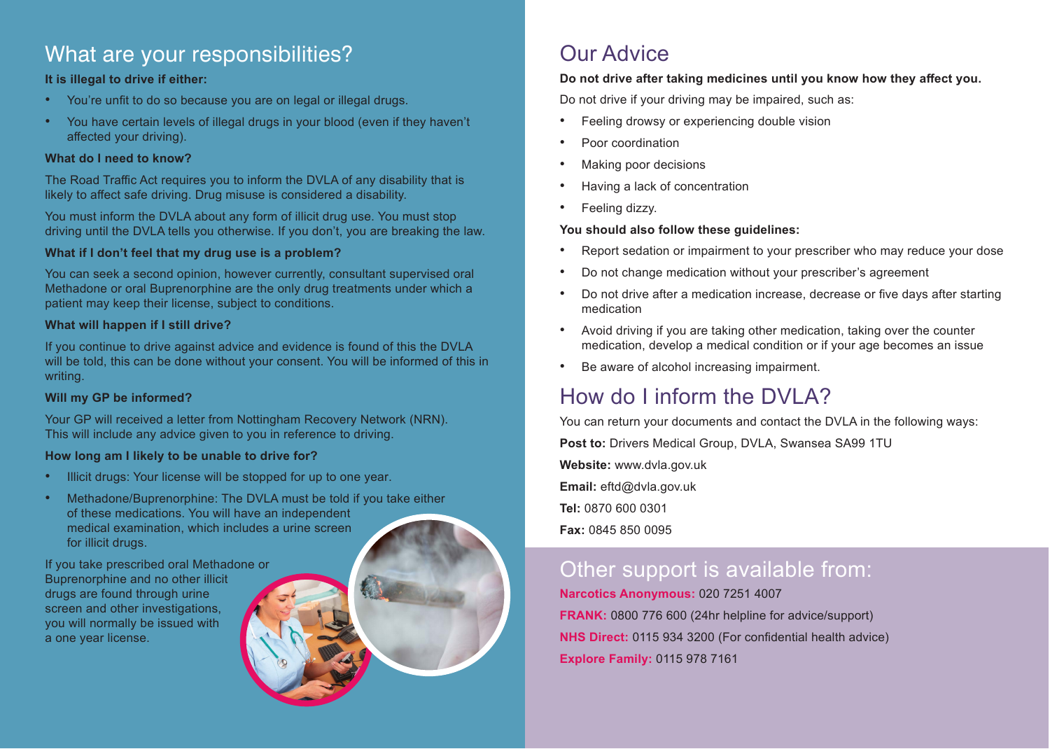## What are your responsibilities?

**It is illegal to drive if either:**

- You're unfit to do so because you are on legal or illegal drugs.
- You have certain levels of illegal drugs in your blood (even if they haven't affected your driving).

**What do I need to know?**

The Road Traffic Act requires you to inform the DVLA of any disability that is likely to affect safe driving. Drug misuse is considered a disability.

You must inform the DVLA about any form of illicit drug use. You must stop driving until the DVLA tells you otherwise. If you don't, you are breaking the law.

**What if I don't feel that my drug use is a problem?**

You can seek a second opinion, however currently, consultant supervised oral Methadone or oral Buprenorphine are the only drug treatments under which a patient may keep their license, subject to conditions.

**What will happen if I still drive?**

If you continue to drive against advice and evidence is found of this the DVLA will be told, this can be done without your consent. You will be informed of this in writing.

**Will my GP be informed?**

Your GP will received a letter from Nottingham Recovery Network (NRN). This will include any advice given to you in reference to driving.

**How long am I likely to be unable to drive for?**

- Illicit drugs: Your license will be stopped for up to one year.
- Methadone/Buprenorphine: The DVLA must be told if you take either of these medications. You will have an independent medical examination, which includes a urine screen for illicit drugs.

If you take prescribed oral Methadone or Buprenorphine and no other illicit drugs are found through urine screen and other investigations, you will normally be issued with a one year license.

## Our Advice

**Do not drive after taking medicines until you know how they affect you.**

Do not drive if your driving may be impaired, such as:

- Feeling drowsy or experiencing double vision
- Poor coordination
- Making poor decisions
- Having a lack of concentration
- Feeling dizzy.

**You should also follow these guidelines:**

- Report sedation or impairment to your prescriber who may reduce your dose
- Do not change medication without your prescriber's agreement
- Do not drive after a medication increase, decrease or five days after starting medication
- Avoid driving if you are taking other medication, taking over the counter medication, develop a medical condition or if your age becomes an issue
- Be aware of alcohol increasing impairment.

## How do I inform the DVLA?

You can return your documents and contact the DVLA in the following ways:

**Post to:** Drivers Medical Group, DVLA, Swansea SA99 1TU

**Website:** www.dvla.gov.uk

**Email:** eftd@dvla.gov.uk

**Tel:** 0870 600 0301

**Fax:** 0845 850 0095

## Other support is available from:

**Narcotics Anonymous:** 020 7251 4007

**FRANK:** 0800 776 600 (24hr helpline for advice/support)

**NHS Direct:** 0115 934 3200 (For confidential health advice)

**Explore Family:** 0115 978 7161